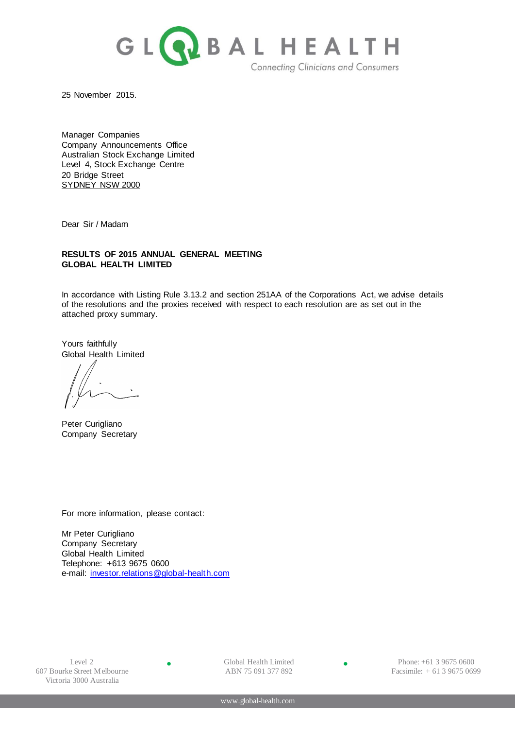GLOBAL HEALTH

Connecting Clinicians and Consumers

25 November 2015.

Manager Companies
Company Announcements Office
Australian Stock Exchange Limited
Level 4, Stock Exchange Centre
20 Bridge Street
SYDNEY NSW 2000

Dear Sir / Madam

**RESULTS OF 2015 ANNUAL GENERAL MEETING**
**GLOBAL HEALTH LIMITED**

In accordance with Listing Rule 3.13.2 and section 251AA of the Corporations Act, we advise details of the resolutions and the proxies received with respect to each resolution are as set out in the attached proxy summary.

Yours faithfully
Global Health Limited

Peter Curigliano
Company Secretary

For more information, please contact:

Mr Peter Curigliano
Company Secretary
Global Health Limited
Telephone: +613 9675 0600
e-mail: investor.relations@global-health.com

Level 2
607 Bourke Street Melbourne
Victoria 3000 Australia

Global Health Limited
ABN 75 091 377 892

Phone: +61 3 9675 0600
Facsimile: + 61 3 9675 0699

www.global-health.com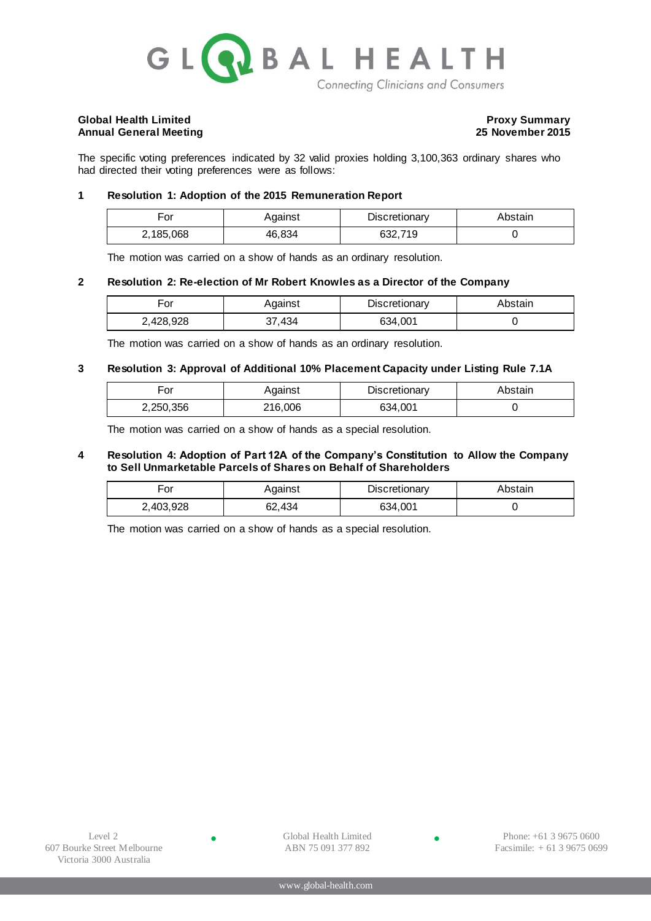# GLOBAL HEALTH

Connecting Clinicians and Consumers

**Global Health Limited**
**Annual General Meeting**

**Proxy Summary**
**25 November 2015**

The specific voting preferences indicated by 32 valid proxies holding 3,100,363 ordinary shares who had directed their voting preferences were as follows:

## 1 Resolution 1: Adoption of the 2015 Remuneration Report

| For | Against | Discretionary | Abstain |
|---|---|---|---|
| 2,185,068 | 46,834 | 632,719 | 0 |

The motion was carried on a show of hands as an ordinary resolution.

## 2 Resolution 2: Re-election of Mr Robert Knowles as a Director of the Company

| For | Against | Discretionary | Abstain |
|---|---|---|---|
| 2,428,928 | 37,434 | 634,001 | 0 |

The motion was carried on a show of hands as an ordinary resolution.

## 3 Resolution 3: Approval of Additional 10% Placement Capacity under Listing Rule 7.1A

| For | Against | Discretionary | Abstain |
|---|---|---|---|
| 2,250,356 | 216,006 | 634,001 | 0 |

The motion was carried on a show of hands as a special resolution.

## 4 Resolution 4: Adoption of Part 12A of the Company's Constitution to Allow the Company to Sell Unmarketable Parcels of Shares on Behalf of Shareholders

| For | Against | Discretionary | Abstain |
|---|---|---|---|
| 2,403,928 | 62,434 | 634,001 | 0 |

The motion was carried on a show of hands as a special resolution.

Level 2
607 Bourke Street Melbourne
Victoria 3000 Australia

Global Health Limited
ABN 75 091 377 892

Phone: +61 3 9675 0600
Facsimile: + 61 3 9675 0699

www.global-health.com